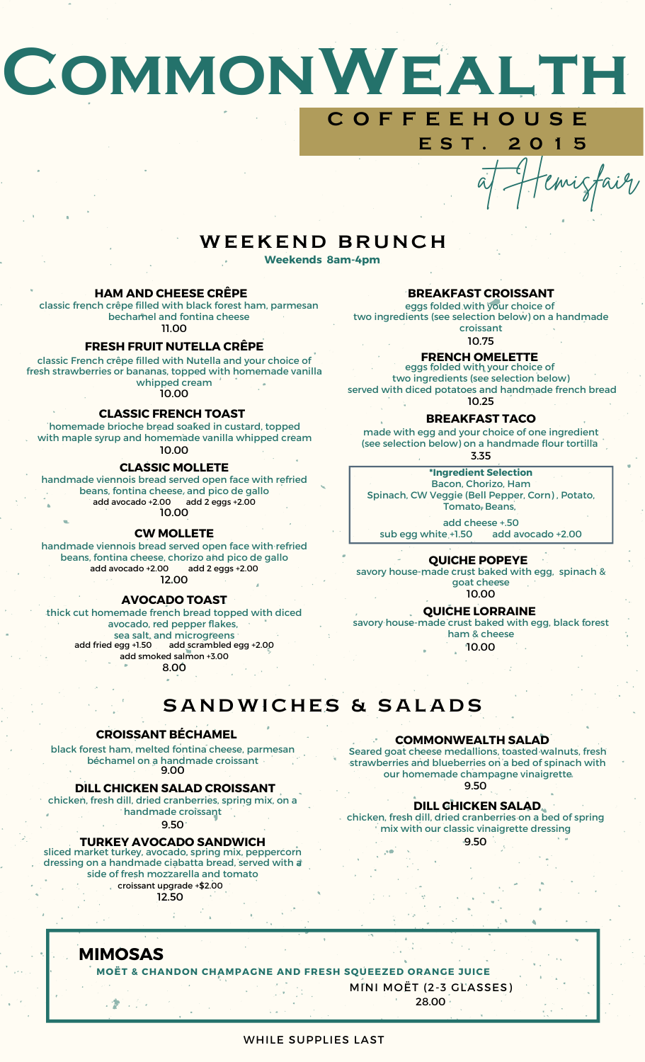# CommonWealth

## COFFEEHOUSE
## EST. 2015

at Hemisfair

## WEEKEND BRUNCH

**Weekends 8am-4pm**

### HAM AND CHEESE CRÊPE
classic french crêpe filled with black forest ham, parmesan bechamel and fontina cheese
11.00

### FRESH FRUIT NUTELLA CRÊPE
classic French crêpe filled with Nutella and your choice of fresh strawberries or bananas, topped with homemade vanilla whipped cream
10.00

### CLASSIC FRENCH TOAST
homemade brioche bread soaked in custard, topped with maple syrup and homemade vanilla whipped cream
10.00

### CLASSIC MOLLETE
handmade viennois bread served open face with refried beans, fontina cheese, and pico de gallo
add avocado +2.00 add 2 eggs +2.00
10.00

### CW MOLLETE
handmade viennois bread served open face with refried beans, fontina cheese, chorizo and pico de gallo
add avocado +2.00 add 2 eggs +2.00
12.00

### AVOCADO TOAST
thick cut homemade french bread topped with diced avocado, red pepper flakes, sea salt, and microgreens
add fried egg +1.50 add scrambled egg +2.00
add smoked salmon +3.00
8.00

### BREAKFAST CROISSANT
eggs folded with your choice of two ingredients (see selection below) on a handmade croissant
10.75

### FRENCH OMELETTE
eggs folded with your choice of two ingredients (see selection below) served with diced potatoes and handmade french bread
10.25

### BREAKFAST TACO
made with egg and your choice of one ingredient (see selection below) on a handmade flour tortilla
3.35

**\*Ingredient Selection**
Bacon, Chorizo, Ham
Spinach, CW Veggie (Bell Pepper, Corn), Potato, Tomato, Beans,
add cheese +.50
sub egg white +1.50 add avocado +2.00

### QUICHE POPEYE
savory house-made crust baked with egg, spinach & goat cheese
10.00

### QUICHE LORRAINE
savory house-made crust baked with egg, black forest ham & cheese
10.00

## SANDWICHES & SALADS

### CROISSANT BÉCHAMEL
black forest ham, melted fontina cheese, parmesan béchamel on a handmade croissant
9.00

### DILL CHICKEN SALAD CROISSANT
chicken, fresh dill, dried cranberries, spring mix, on a handmade croissant
9.50

### TURKEY AVOCADO SANDWICH
sliced market turkey, avocado, spring mix, peppercorn dressing on a handmade ciabatta bread, served with a side of fresh mozzarella and tomato
croissant upgrade +$2.00
12.50

### COMMONWEALTH SALAD
Seared goat cheese medallions, toasted walnuts, fresh strawberries and blueberries on a bed of spinach with our homemade champagne vinaigrette
9.50

### DILL CHICKEN SALAD
chicken, fresh dill, dried cranberries on a bed of spring mix with our classic vinaigrette dressing
9.50

## MIMOSAS

**MOËT & CHANDON CHAMPAGNE AND FRESH SQUEEZED ORANGE JUICE**

MINI MOËT (2-3 GLASSES)
28.00

WHILE SUPPLIES LAST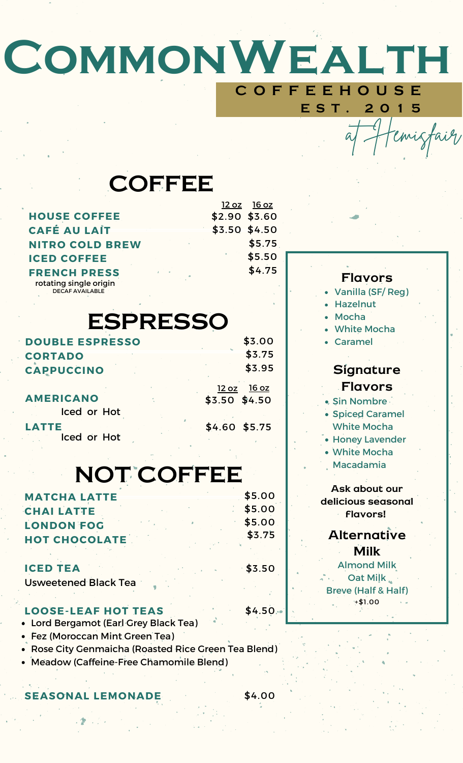# CommonWealth

COFFEEHOUSE

EST. 2015

at Hemisfair

## COFFEE

| | 12 oz | 16 oz |
|---|---|---|
| **HOUSE COFFEE** | $2.90 | $3.60 |
| **CAFÉ AU LAIT** | $3.50 | $4.50 |
| **NITRO COLD BREW** | | $5.75 |
| **ICED COFFEE** | | $5.50 |
| **FRENCH PRESS** | | $4.75 |

rotating single origin
DECAF AVAILABLE

## ESPRESSO

| | |
|---|---|
| **DOUBLE ESPRESSO** | $3.00 |
| **CORTADO** | $3.75 |
| **CAPPUCCINO** | $3.95 |

| | 12 oz | 16 oz |
|---|---|---|
| **AMERICANO** Iced or Hot | $3.50 | $4.50 |
| **LATTE** Iced or Hot | $4.60 | $5.75 |

## NOT COFFEE

| | |
|---|---|
| **MATCHA LATTE** | $5.00 |
| **CHAI LATTE** | $5.00 |
| **LONDON FOG** | $5.00 |
| **HOT CHOCOLATE** | $3.75 |

**ICED TEA** $3.50
Usweetened Black Tea

**LOOSE-LEAF HOT TEAS** $4.50

- Lord Bergamot (Earl Grey Black Tea)
- Fez (Moroccan Mint Green Tea)
- Rose City Genmaicha (Roasted Rice Green Tea Blend)
- Meadow (Caffeine-Free Chamomile Blend)

**SEASONAL LEMONADE** $4.00

### Flavors

- Vanilla (SF/ Reg)
- Hazelnut
- Mocha
- White Mocha
- Caramel

### Signature Flavors

- Sin Nombre
- Spiced Caramel White Mocha
- Honey Lavender
- White Mocha Macadamia

**Ask about our delicious seasonal flavors!**

### Alternative Milk

Almond Milk
Oat Milk
Breve (Half & Half)
+$1.00